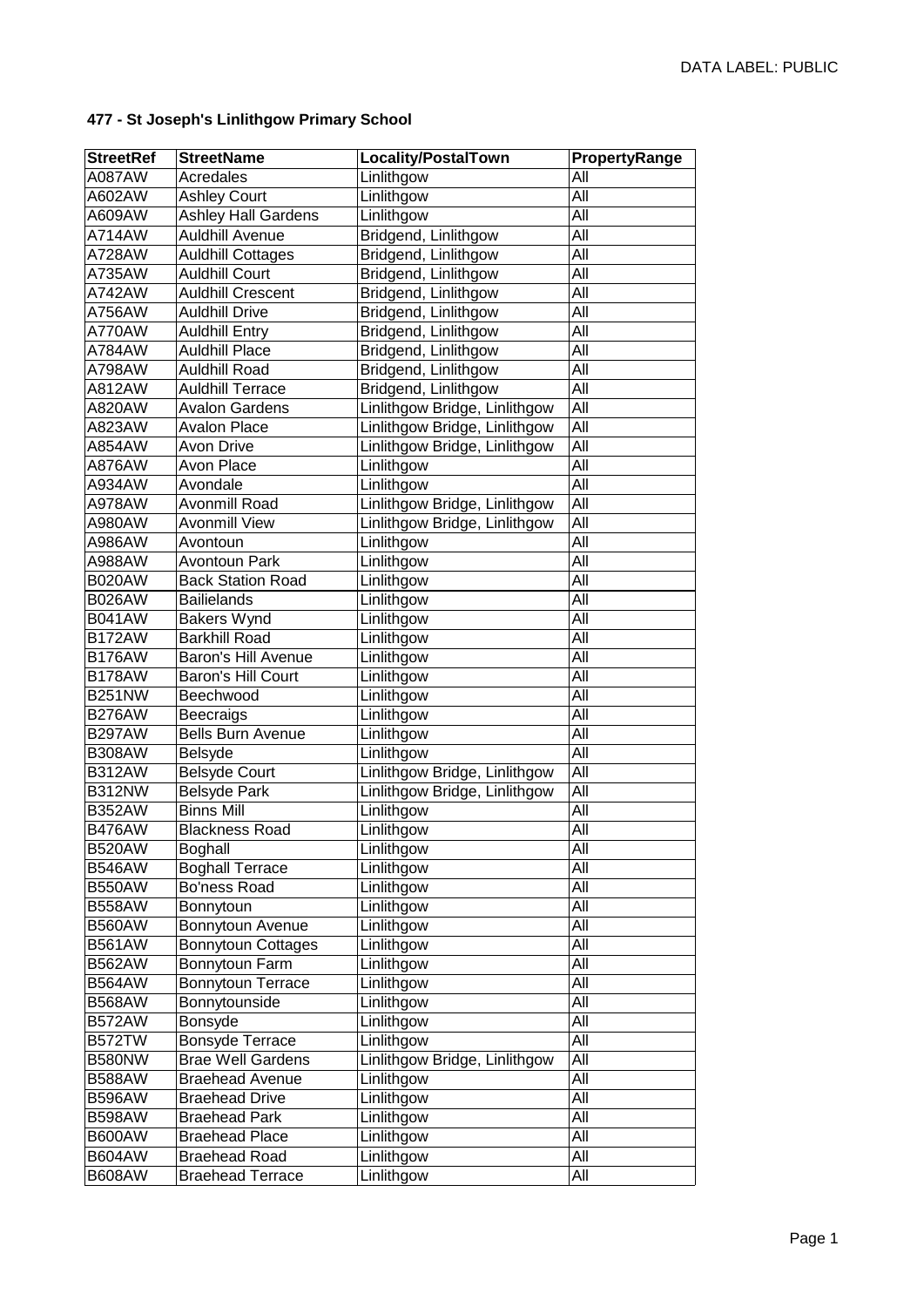**477 - St Joseph's Linlithgow Primary School**

| StreetRef | StreetName | Locality/PostalTown | PropertyRange |
|---|---|---|---|
| A087AW | Acredales | Linlithgow | All |
| A602AW | Ashley Court | Linlithgow | All |
| A609AW | Ashley Hall Gardens | Linlithgow | All |
| A714AW | Auldhill Avenue | Bridgend, Linlithgow | All |
| A728AW | Auldhill Cottages | Bridgend, Linlithgow | All |
| A735AW | Auldhill Court | Bridgend, Linlithgow | All |
| A742AW | Auldhill Crescent | Bridgend, Linlithgow | All |
| A756AW | Auldhill Drive | Bridgend, Linlithgow | All |
| A770AW | Auldhill Entry | Bridgend, Linlithgow | All |
| A784AW | Auldhill Place | Bridgend, Linlithgow | All |
| A798AW | Auldhill Road | Bridgend, Linlithgow | All |
| A812AW | Auldhill Terrace | Bridgend, Linlithgow | All |
| A820AW | Avalon Gardens | Linlithgow Bridge, Linlithgow | All |
| A823AW | Avalon Place | Linlithgow Bridge, Linlithgow | All |
| A854AW | Avon Drive | Linlithgow Bridge, Linlithgow | All |
| A876AW | Avon Place | Linlithgow | All |
| A934AW | Avondale | Linlithgow | All |
| A978AW | Avonmill Road | Linlithgow Bridge, Linlithgow | All |
| A980AW | Avonmill View | Linlithgow Bridge, Linlithgow | All |
| A986AW | Avontoun | Linlithgow | All |
| A988AW | Avontoun Park | Linlithgow | All |
| B020AW | Back Station Road | Linlithgow | All |
| B026AW | Bailielands | Linlithgow | All |
| B041AW | Bakers Wynd | Linlithgow | All |
| B172AW | Barkhill Road | Linlithgow | All |
| B176AW | Baron's Hill Avenue | Linlithgow | All |
| B178AW | Baron's Hill Court | Linlithgow | All |
| B251NW | Beechwood | Linlithgow | All |
| B276AW | Beecraigs | Linlithgow | All |
| B297AW | Bells Burn Avenue | Linlithgow | All |
| B308AW | Belsyde | Linlithgow | All |
| B312AW | Belsyde Court | Linlithgow Bridge, Linlithgow | All |
| B312NW | Belsyde Park | Linlithgow Bridge, Linlithgow | All |
| B352AW | Binns Mill | Linlithgow | All |
| B476AW | Blackness Road | Linlithgow | All |
| B520AW | Boghall | Linlithgow | All |
| B546AW | Boghall Terrace | Linlithgow | All |
| B550AW | Bo'ness Road | Linlithgow | All |
| B558AW | Bonnytoun | Linlithgow | All |
| B560AW | Bonnytoun Avenue | Linlithgow | All |
| B561AW | Bonnytoun Cottages | Linlithgow | All |
| B562AW | Bonnytoun Farm | Linlithgow | All |
| B564AW | Bonnytoun Terrace | Linlithgow | All |
| B568AW | Bonnytounside | Linlithgow | All |
| B572AW | Bonsyde | Linlithgow | All |
| B572TW | Bonsyde Terrace | Linlithgow | All |
| B580NW | Brae Well Gardens | Linlithgow Bridge, Linlithgow | All |
| B588AW | Braehead Avenue | Linlithgow | All |
| B596AW | Braehead Drive | Linlithgow | All |
| B598AW | Braehead Park | Linlithgow | All |
| B600AW | Braehead Place | Linlithgow | All |
| B604AW | Braehead Road | Linlithgow | All |
| B608AW | Braehead Terrace | Linlithgow | All |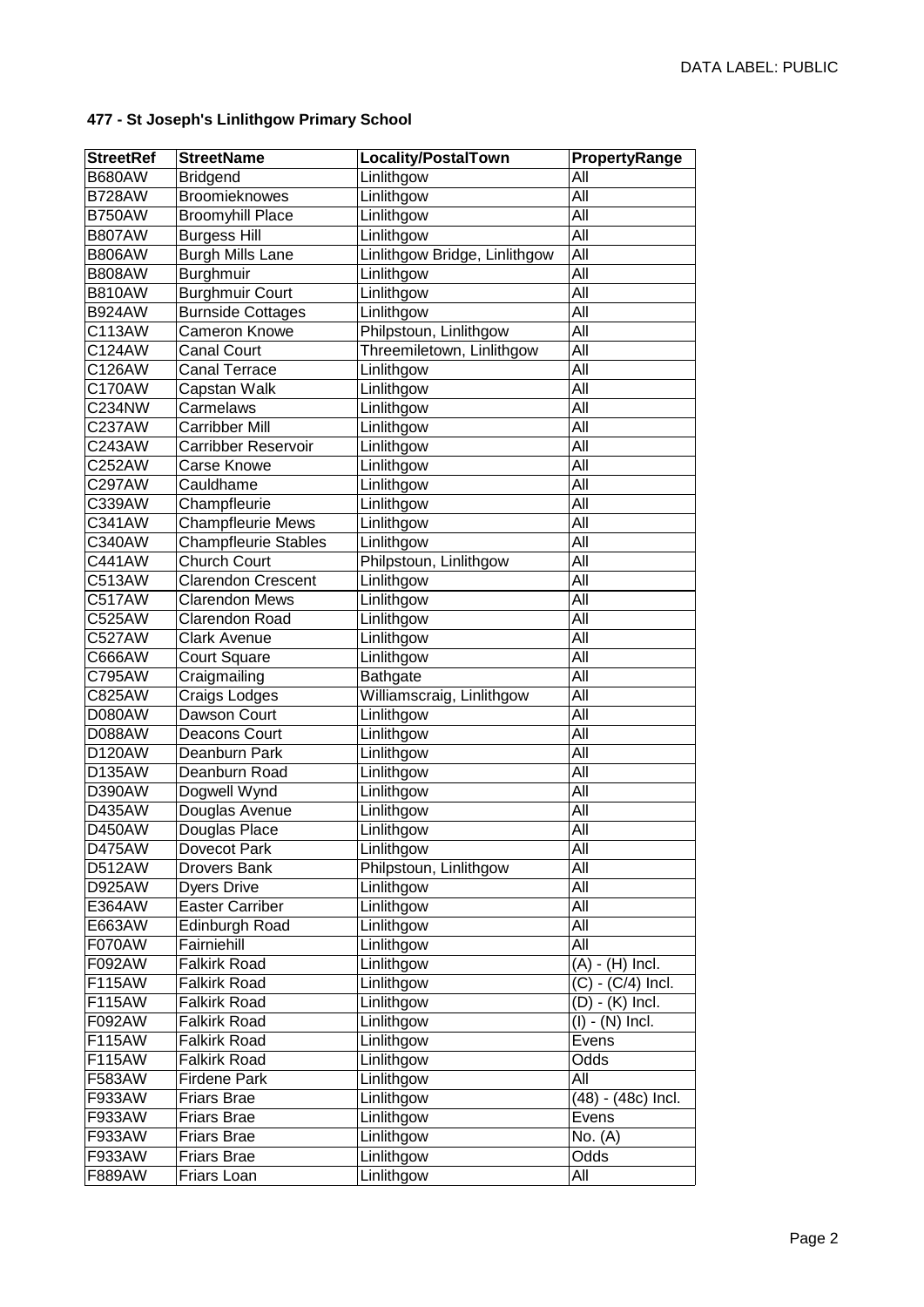**477 - St Joseph's Linlithgow Primary School**

| StreetRef | StreetName | Locality/PostalTown | PropertyRange |
|---|---|---|---|
| B680AW | Bridgend | Linlithgow | All |
| B728AW | Broomieknowes | Linlithgow | All |
| B750AW | Broomyhill Place | Linlithgow | All |
| B807AW | Burgess Hill | Linlithgow | All |
| B806AW | Burgh Mills Lane | Linlithgow Bridge, Linlithgow | All |
| B808AW | Burghmuir | Linlithgow | All |
| B810AW | Burghmuir Court | Linlithgow | All |
| B924AW | Burnside Cottages | Linlithgow | All |
| C113AW | Cameron Knowe | Philpstoun, Linlithgow | All |
| C124AW | Canal Court | Threemiletown, Linlithgow | All |
| C126AW | Canal Terrace | Linlithgow | All |
| C170AW | Capstan Walk | Linlithgow | All |
| C234NW | Carmelaws | Linlithgow | All |
| C237AW | Carribber Mill | Linlithgow | All |
| C243AW | Carribber Reservoir | Linlithgow | All |
| C252AW | Carse Knowe | Linlithgow | All |
| C297AW | Cauldhame | Linlithgow | All |
| C339AW | Champfleurie | Linlithgow | All |
| C341AW | Champfleurie Mews | Linlithgow | All |
| C340AW | Champfleurie Stables | Linlithgow | All |
| C441AW | Church Court | Philpstoun, Linlithgow | All |
| C513AW | Clarendon Crescent | Linlithgow | All |
| C517AW | Clarendon Mews | Linlithgow | All |
| C525AW | Clarendon Road | Linlithgow | All |
| C527AW | Clark Avenue | Linlithgow | All |
| C666AW | Court Square | Linlithgow | All |
| C795AW | Craigmailing | Bathgate | All |
| C825AW | Craigs Lodges | Williamscraig, Linlithgow | All |
| D080AW | Dawson Court | Linlithgow | All |
| D088AW | Deacons Court | Linlithgow | All |
| D120AW | Deanburn Park | Linlithgow | All |
| D135AW | Deanburn Road | Linlithgow | All |
| D390AW | Dogwell Wynd | Linlithgow | All |
| D435AW | Douglas Avenue | Linlithgow | All |
| D450AW | Douglas Place | Linlithgow | All |
| D475AW | Dovecot Park | Linlithgow | All |
| D512AW | Drovers Bank | Philpstoun, Linlithgow | All |
| D925AW | Dyers Drive | Linlithgow | All |
| E364AW | Easter Carriber | Linlithgow | All |
| E663AW | Edinburgh Road | Linlithgow | All |
| F070AW | Fairniehill | Linlithgow | All |
| F092AW | Falkirk Road | Linlithgow | (A) - (H) Incl. |
| F115AW | Falkirk Road | Linlithgow | (C) - (C/4) Incl. |
| F115AW | Falkirk Road | Linlithgow | (D) - (K) Incl. |
| F092AW | Falkirk Road | Linlithgow | (I) - (N) Incl. |
| F115AW | Falkirk Road | Linlithgow | Evens |
| F115AW | Falkirk Road | Linlithgow | Odds |
| F583AW | Firdene Park | Linlithgow | All |
| F933AW | Friars Brae | Linlithgow | (48) - (48c) Incl. |
| F933AW | Friars Brae | Linlithgow | Evens |
| F933AW | Friars Brae | Linlithgow | No. (A) |
| F933AW | Friars Brae | Linlithgow | Odds |
| F889AW | Friars Loan | Linlithgow | All |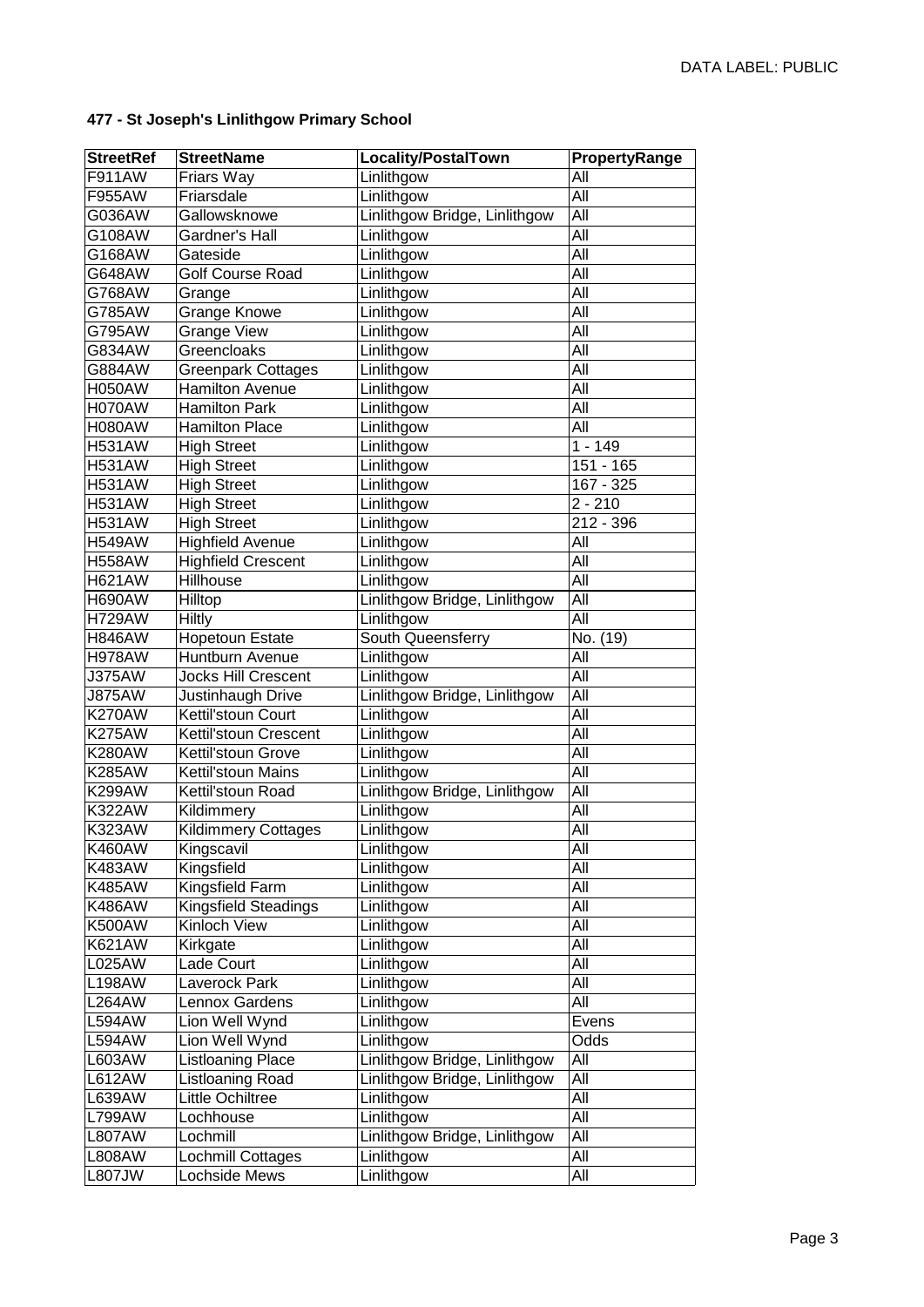**477 - St Joseph's Linlithgow Primary School**

| StreetRef | StreetName | Locality/PostalTown | PropertyRange |
|---|---|---|---|
| F911AW | Friars Way | Linlithgow | All |
| F955AW | Friarsdale | Linlithgow | All |
| G036AW | Gallowsknowe | Linlithgow Bridge, Linlithgow | All |
| G108AW | Gardner's Hall | Linlithgow | All |
| G168AW | Gateside | Linlithgow | All |
| G648AW | Golf Course Road | Linlithgow | All |
| G768AW | Grange | Linlithgow | All |
| G785AW | Grange Knowe | Linlithgow | All |
| G795AW | Grange View | Linlithgow | All |
| G834AW | Greencloaks | Linlithgow | All |
| G884AW | Greenpark Cottages | Linlithgow | All |
| H050AW | Hamilton Avenue | Linlithgow | All |
| H070AW | Hamilton Park | Linlithgow | All |
| H080AW | Hamilton Place | Linlithgow | All |
| H531AW | High Street | Linlithgow | 1 - 149 |
| H531AW | High Street | Linlithgow | 151 - 165 |
| H531AW | High Street | Linlithgow | 167 - 325 |
| H531AW | High Street | Linlithgow | 2 - 210 |
| H531AW | High Street | Linlithgow | 212 - 396 |
| H549AW | Highfield Avenue | Linlithgow | All |
| H558AW | Highfield Crescent | Linlithgow | All |
| H621AW | Hillhouse | Linlithgow | All |
| H690AW | Hilltop | Linlithgow Bridge, Linlithgow | All |
| H729AW | Hiltly | Linlithgow | All |
| H846AW | Hopetoun Estate | South Queensferry | No. (19) |
| H978AW | Huntburn Avenue | Linlithgow | All |
| J375AW | Jocks Hill Crescent | Linlithgow | All |
| J875AW | Justinhaugh Drive | Linlithgow Bridge, Linlithgow | All |
| K270AW | Kettil'stoun Court | Linlithgow | All |
| K275AW | Kettil'stoun Crescent | Linlithgow | All |
| K280AW | Kettil'stoun Grove | Linlithgow | All |
| K285AW | Kettil'stoun Mains | Linlithgow | All |
| K299AW | Kettil'stoun Road | Linlithgow Bridge, Linlithgow | All |
| K322AW | Kildimmery | Linlithgow | All |
| K323AW | Kildimmery Cottages | Linlithgow | All |
| K460AW | Kingscavil | Linlithgow | All |
| K483AW | Kingsfield | Linlithgow | All |
| K485AW | Kingsfield Farm | Linlithgow | All |
| K486AW | Kingsfield Steadings | Linlithgow | All |
| K500AW | Kinloch View | Linlithgow | All |
| K621AW | Kirkgate | Linlithgow | All |
| L025AW | Lade Court | Linlithgow | All |
| L198AW | Laverock Park | Linlithgow | All |
| L264AW | Lennox Gardens | Linlithgow | All |
| L594AW | Lion Well Wynd | Linlithgow | Evens |
| L594AW | Lion Well Wynd | Linlithgow | Odds |
| L603AW | Listloaning Place | Linlithgow Bridge, Linlithgow | All |
| L612AW | Listloaning Road | Linlithgow Bridge, Linlithgow | All |
| L639AW | Little Ochiltree | Linlithgow | All |
| L799AW | Lochhouse | Linlithgow | All |
| L807AW | Lochmill | Linlithgow Bridge, Linlithgow | All |
| L808AW | Lochmill Cottages | Linlithgow | All |
| L807JW | Lochside Mews | Linlithgow | All |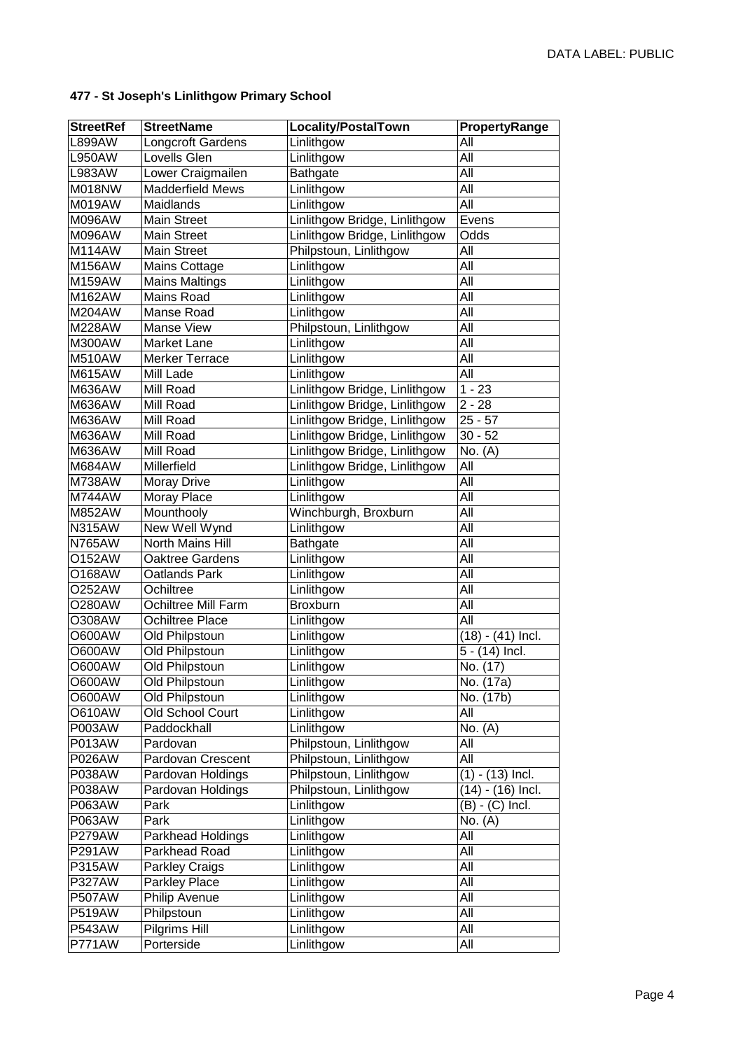**477 - St Joseph's Linlithgow Primary School**

| StreetRef | StreetName | Locality/PostalTown | PropertyRange |
|---|---|---|---|
| L899AW | Longcroft Gardens | Linlithgow | All |
| L950AW | Lovells Glen | Linlithgow | All |
| L983AW | Lower Craigmailen | Bathgate | All |
| M018NW | Madderfield Mews | Linlithgow | All |
| M019AW | Maidlands | Linlithgow | All |
| M096AW | Main Street | Linlithgow Bridge, Linlithgow | Evens |
| M096AW | Main Street | Linlithgow Bridge, Linlithgow | Odds |
| M114AW | Main Street | Philpstoun, Linlithgow | All |
| M156AW | Mains Cottage | Linlithgow | All |
| M159AW | Mains Maltings | Linlithgow | All |
| M162AW | Mains Road | Linlithgow | All |
| M204AW | Manse Road | Linlithgow | All |
| M228AW | Manse View | Philpstoun, Linlithgow | All |
| M300AW | Market Lane | Linlithgow | All |
| M510AW | Merker Terrace | Linlithgow | All |
| M615AW | Mill Lade | Linlithgow | All |
| M636AW | Mill Road | Linlithgow Bridge, Linlithgow | 1 - 23 |
| M636AW | Mill Road | Linlithgow Bridge, Linlithgow | 2 - 28 |
| M636AW | Mill Road | Linlithgow Bridge, Linlithgow | 25 - 57 |
| M636AW | Mill Road | Linlithgow Bridge, Linlithgow | 30 - 52 |
| M636AW | Mill Road | Linlithgow Bridge, Linlithgow | No. (A) |
| M684AW | Millerfield | Linlithgow Bridge, Linlithgow | All |
| M738AW | Moray Drive | Linlithgow | All |
| M744AW | Moray Place | Linlithgow | All |
| M852AW | Mounthooly | Winchburgh, Broxburn | All |
| N315AW | New Well Wynd | Linlithgow | All |
| N765AW | North Mains Hill | Bathgate | All |
| O152AW | Oaktree Gardens | Linlithgow | All |
| O168AW | Oatlands Park | Linlithgow | All |
| O252AW | Ochiltree | Linlithgow | All |
| O280AW | Ochiltree Mill Farm | Broxburn | All |
| O308AW | Ochiltree Place | Linlithgow | All |
| O600AW | Old Philpstoun | Linlithgow | (18) - (41) Incl. |
| O600AW | Old Philpstoun | Linlithgow | 5 - (14) Incl. |
| O600AW | Old Philpstoun | Linlithgow | No. (17) |
| O600AW | Old Philpstoun | Linlithgow | No. (17a) |
| O600AW | Old Philpstoun | Linlithgow | No. (17b) |
| O610AW | Old School Court | Linlithgow | All |
| P003AW | Paddockhall | Linlithgow | No. (A) |
| P013AW | Pardovan | Philpstoun, Linlithgow | All |
| P026AW | Pardovan Crescent | Philpstoun, Linlithgow | All |
| P038AW | Pardovan Holdings | Philpstoun, Linlithgow | (1) - (13) Incl. |
| P038AW | Pardovan Holdings | Philpstoun, Linlithgow | (14) - (16) Incl. |
| P063AW | Park | Linlithgow | (B) - (C) Incl. |
| P063AW | Park | Linlithgow | No. (A) |
| P279AW | Parkhead Holdings | Linlithgow | All |
| P291AW | Parkhead Road | Linlithgow | All |
| P315AW | Parkley Craigs | Linlithgow | All |
| P327AW | Parkley Place | Linlithgow | All |
| P507AW | Philip Avenue | Linlithgow | All |
| P519AW | Philpstoun | Linlithgow | All |
| P543AW | Pilgrims Hill | Linlithgow | All |
| P771AW | Porterside | Linlithgow | All |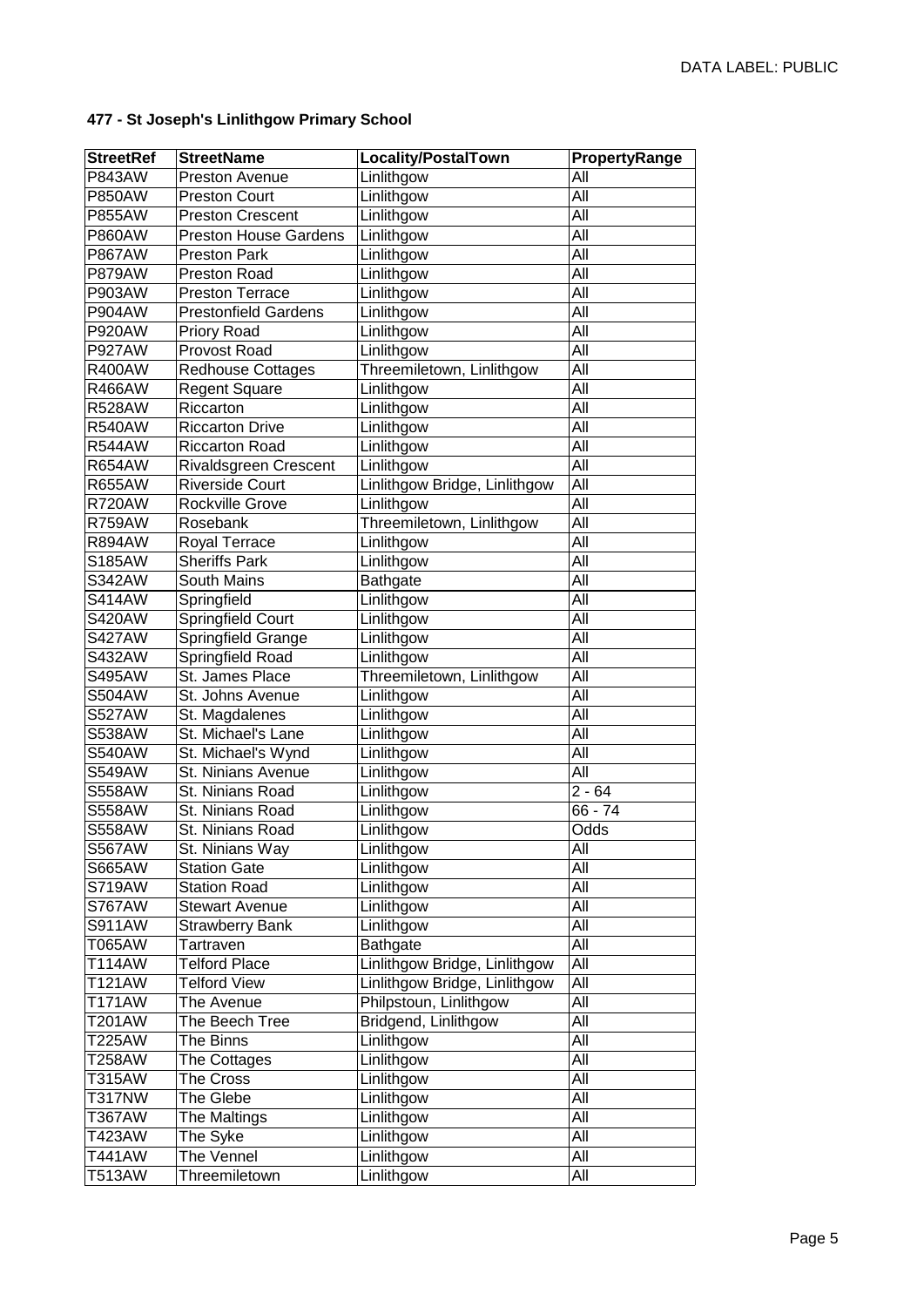**477 - St Joseph's Linlithgow Primary School**

| StreetRef | StreetName | Locality/PostalTown | PropertyRange |
|---|---|---|---|
| P843AW | Preston Avenue | Linlithgow | All |
| P850AW | Preston Court | Linlithgow | All |
| P855AW | Preston Crescent | Linlithgow | All |
| P860AW | Preston House Gardens | Linlithgow | All |
| P867AW | Preston Park | Linlithgow | All |
| P879AW | Preston Road | Linlithgow | All |
| P903AW | Preston Terrace | Linlithgow | All |
| P904AW | Prestonfield Gardens | Linlithgow | All |
| P920AW | Priory Road | Linlithgow | All |
| P927AW | Provost Road | Linlithgow | All |
| R400AW | Redhouse Cottages | Threemiletown, Linlithgow | All |
| R466AW | Regent Square | Linlithgow | All |
| R528AW | Riccarton | Linlithgow | All |
| R540AW | Riccarton Drive | Linlithgow | All |
| R544AW | Riccarton Road | Linlithgow | All |
| R654AW | Rivaldsgreen Crescent | Linlithgow | All |
| R655AW | Riverside Court | Linlithgow Bridge, Linlithgow | All |
| R720AW | Rockville Grove | Linlithgow | All |
| R759AW | Rosebank | Threemiletown, Linlithgow | All |
| R894AW | Royal Terrace | Linlithgow | All |
| S185AW | Sheriffs Park | Linlithgow | All |
| S342AW | South Mains | Bathgate | All |
| S414AW | Springfield | Linlithgow | All |
| S420AW | Springfield Court | Linlithgow | All |
| S427AW | Springfield Grange | Linlithgow | All |
| S432AW | Springfield Road | Linlithgow | All |
| S495AW | St. James Place | Threemiletown, Linlithgow | All |
| S504AW | St. Johns Avenue | Linlithgow | All |
| S527AW | St. Magdalenes | Linlithgow | All |
| S538AW | St. Michael's Lane | Linlithgow | All |
| S540AW | St. Michael's Wynd | Linlithgow | All |
| S549AW | St. Ninians Avenue | Linlithgow | All |
| S558AW | St. Ninians Road | Linlithgow | 2 - 64 |
| S558AW | St. Ninians Road | Linlithgow | 66 - 74 |
| S558AW | St. Ninians Road | Linlithgow | Odds |
| S567AW | St. Ninians Way | Linlithgow | All |
| S665AW | Station Gate | Linlithgow | All |
| S719AW | Station Road | Linlithgow | All |
| S767AW | Stewart Avenue | Linlithgow | All |
| S911AW | Strawberry Bank | Linlithgow | All |
| T065AW | Tartraven | Bathgate | All |
| T114AW | Telford Place | Linlithgow Bridge, Linlithgow | All |
| T121AW | Telford View | Linlithgow Bridge, Linlithgow | All |
| T171AW | The Avenue | Philpstoun, Linlithgow | All |
| T201AW | The Beech Tree | Bridgend, Linlithgow | All |
| T225AW | The Binns | Linlithgow | All |
| T258AW | The Cottages | Linlithgow | All |
| T315AW | The Cross | Linlithgow | All |
| T317NW | The Glebe | Linlithgow | All |
| T367AW | The Maltings | Linlithgow | All |
| T423AW | The Syke | Linlithgow | All |
| T441AW | The Vennel | Linlithgow | All |
| T513AW | Threemiletown | Linlithgow | All |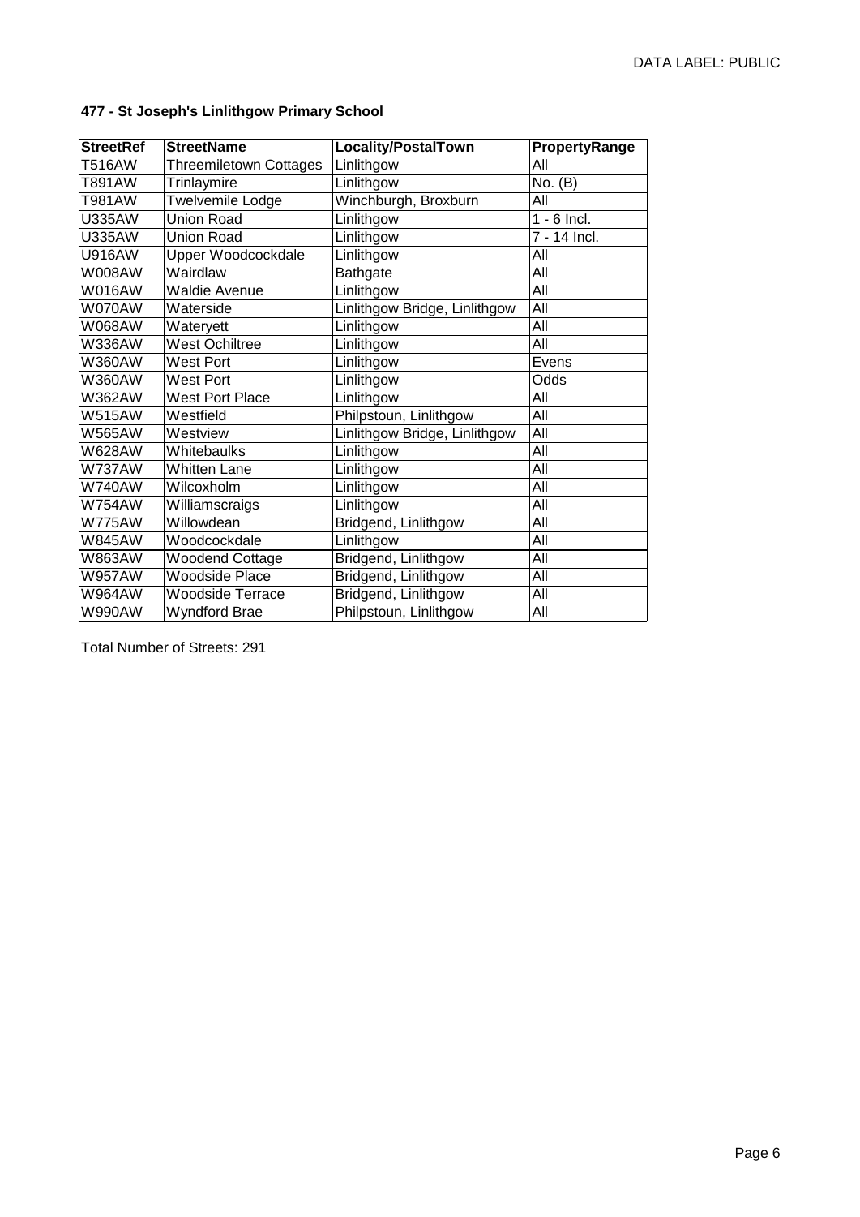**477 - St Joseph's Linlithgow Primary School**

| StreetRef | StreetName | Locality/PostalTown | PropertyRange |
| --- | --- | --- | --- |
| T516AW | Threemiletown Cottages | Linlithgow | All |
| T891AW | Trinlaymire | Linlithgow | No. (B) |
| T981AW | Twelvemile Lodge | Winchburgh, Broxburn | All |
| U335AW | Union Road | Linlithgow | 1 - 6 Incl. |
| U335AW | Union Road | Linlithgow | 7 - 14 Incl. |
| U916AW | Upper Woodcockdale | Linlithgow | All |
| W008AW | Wairdlaw | Bathgate | All |
| W016AW | Waldie Avenue | Linlithgow | All |
| W070AW | Waterside | Linlithgow Bridge, Linlithgow | All |
| W068AW | Wateryett | Linlithgow | All |
| W336AW | West Ochiltree | Linlithgow | All |
| W360AW | West Port | Linlithgow | Evens |
| W360AW | West Port | Linlithgow | Odds |
| W362AW | West Port Place | Linlithgow | All |
| W515AW | Westfield | Philpstoun, Linlithgow | All |
| W565AW | Westview | Linlithgow Bridge, Linlithgow | All |
| W628AW | Whitebaulks | Linlithgow | All |
| W737AW | Whitten Lane | Linlithgow | All |
| W740AW | Wilcoxholm | Linlithgow | All |
| W754AW | Williamscraigs | Linlithgow | All |
| W775AW | Willowdean | Bridgend, Linlithgow | All |
| W845AW | Woodcockdale | Linlithgow | All |
| W863AW | Woodend Cottage | Bridgend, Linlithgow | All |
| W957AW | Woodside Place | Bridgend, Linlithgow | All |
| W964AW | Woodside Terrace | Bridgend, Linlithgow | All |
| W990AW | Wyndford Brae | Philpstoun, Linlithgow | All |

Total Number of Streets: 291